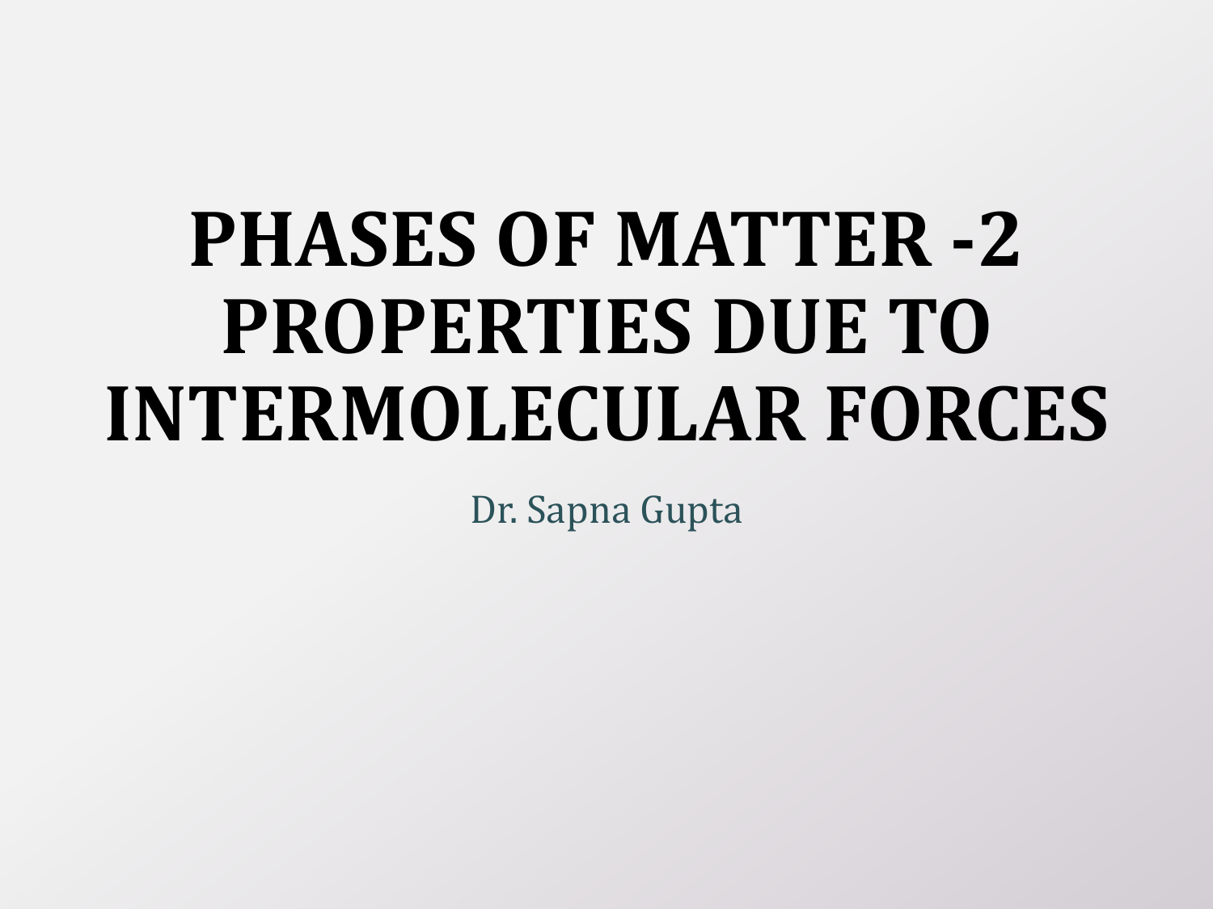# PHASES OF MATTER -2 PROPERTIES DUE TO INTERMOLECULAR FORCES

Dr. Sapna Gupta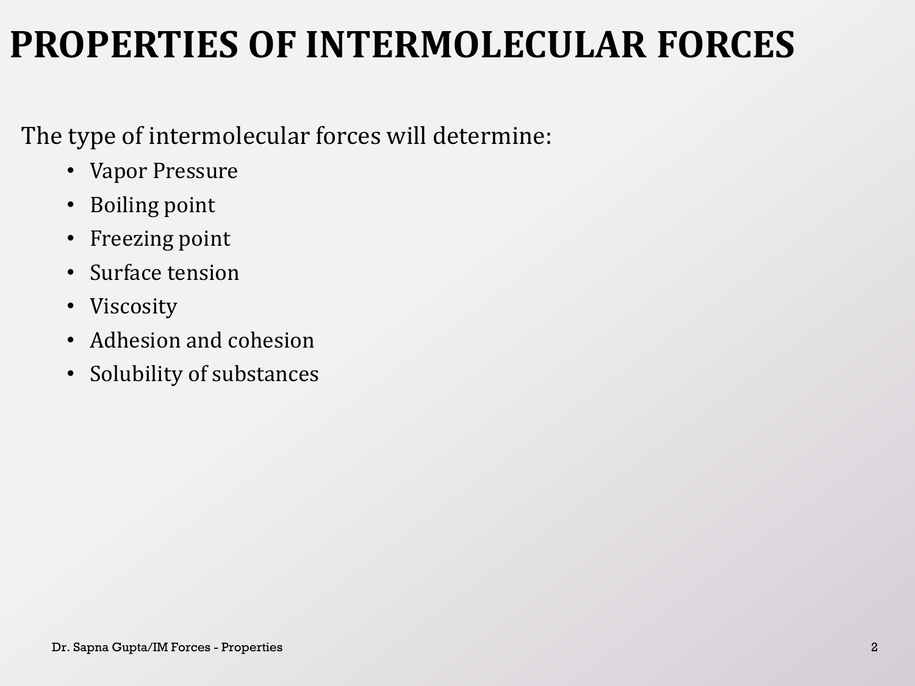# PROPERTIES OF INTERMOLECULAR FORCES

The type of intermolecular forces will determine:

- Vapor Pressure
- Boiling point
- Freezing point
- Surface tension
- Viscosity
- Adhesion and cohesion
- Solubility of substances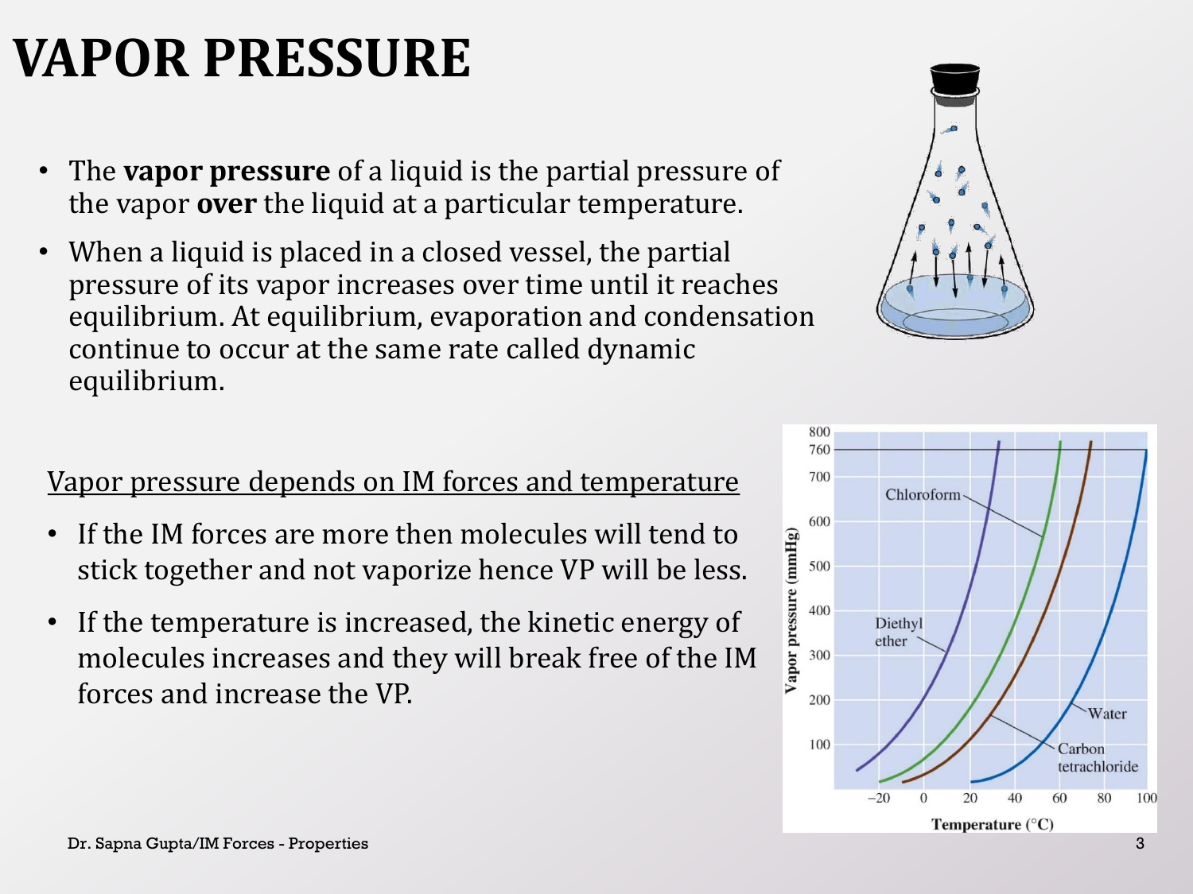# VAPOR PRESSURE

- The **vapor pressure** of a liquid is the partial pressure of the vapor **over** the liquid at a particular temperature.
- When a liquid is placed in a closed vessel, the partial pressure of its vapor increases over time until it reaches equilibrium. At equilibrium, evaporation and condensation continue to occur at the same rate called dynamic equilibrium.

Vapor pressure depends on IM forces and temperature

- If the IM forces are more then molecules will tend to stick together and not vaporize hence VP will be less.
- If the temperature is increased, the kinetic energy of molecules increases and they will break free of the IM forces and increase the VP.

Vapor pressure (mmHg)
800
760
700
600
500
400
300
200
100

Chloroform
Diethyl ether
Water
Carbon tetrachloride

−20
0
20
40
60
80
100
Temperature (°C)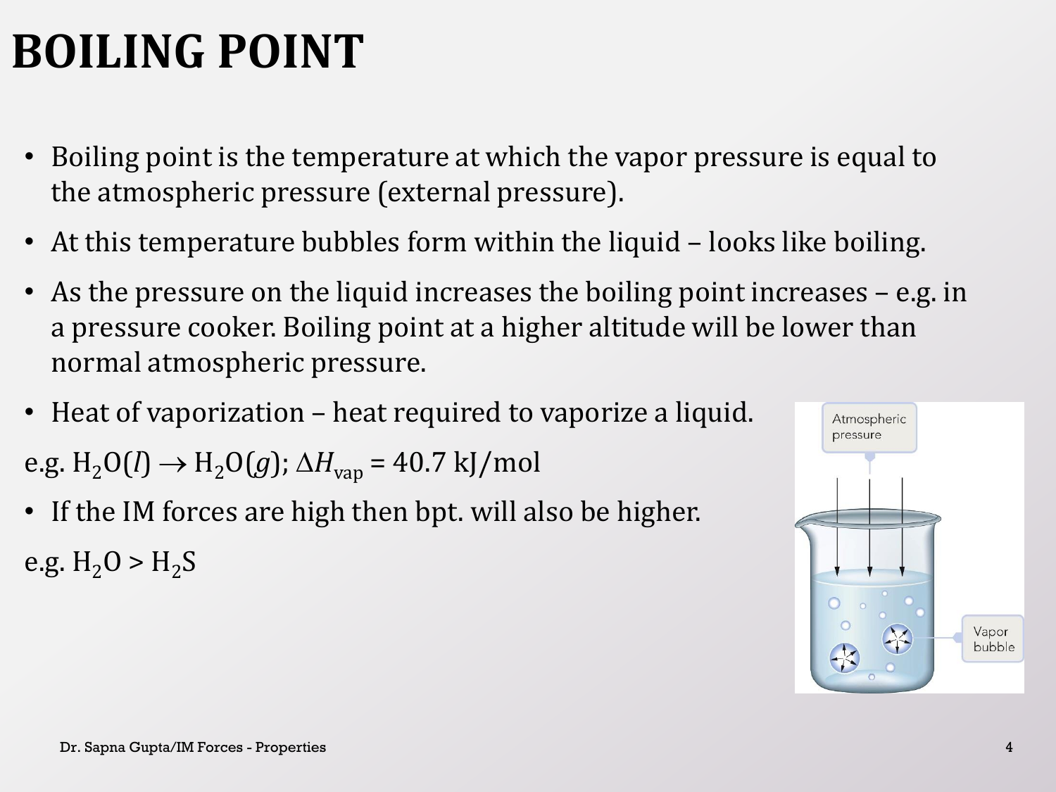# BOILING POINT

- Boiling point is the temperature at which the vapor pressure is equal to the atmospheric pressure (external pressure).
- At this temperature bubbles form within the liquid – looks like boiling.
- As the pressure on the liquid increases the boiling point increases – e.g. in a pressure cooker. Boiling point at a higher altitude will be lower than normal atmospheric pressure.
- Heat of vaporization – heat required to vaporize a liquid.

e.g. $H_2O(l) \rightarrow H_2O(g)$; $\Delta H_{vap} = 40.7$ kJ/mol

- If the IM forces are high then bpt. will also be higher.

e.g. $H_2O > H_2S$

Atmospheric pressure

Vapor bubble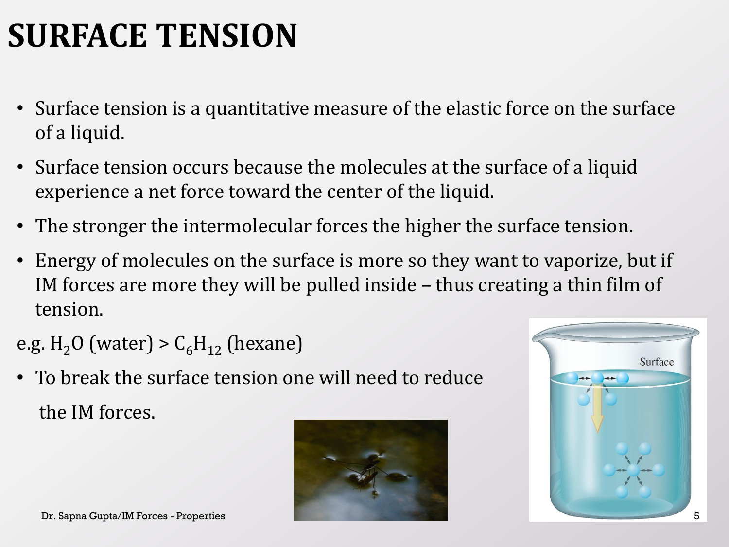# SURFACE TENSION

- Surface tension is a quantitative measure of the elastic force on the surface of a liquid.
- Surface tension occurs because the molecules at the surface of a liquid experience a net force toward the center of the liquid.
- The stronger the intermolecular forces the higher the surface tension.
- Energy of molecules on the surface is more so they want to vaporize, but if IM forces are more they will be pulled inside – thus creating a thin film of tension.

e.g. $H_2O$ (water) > $C_6H_{12}$ (hexane)

- To break the surface tension one will need to reduce the IM forces.

Surface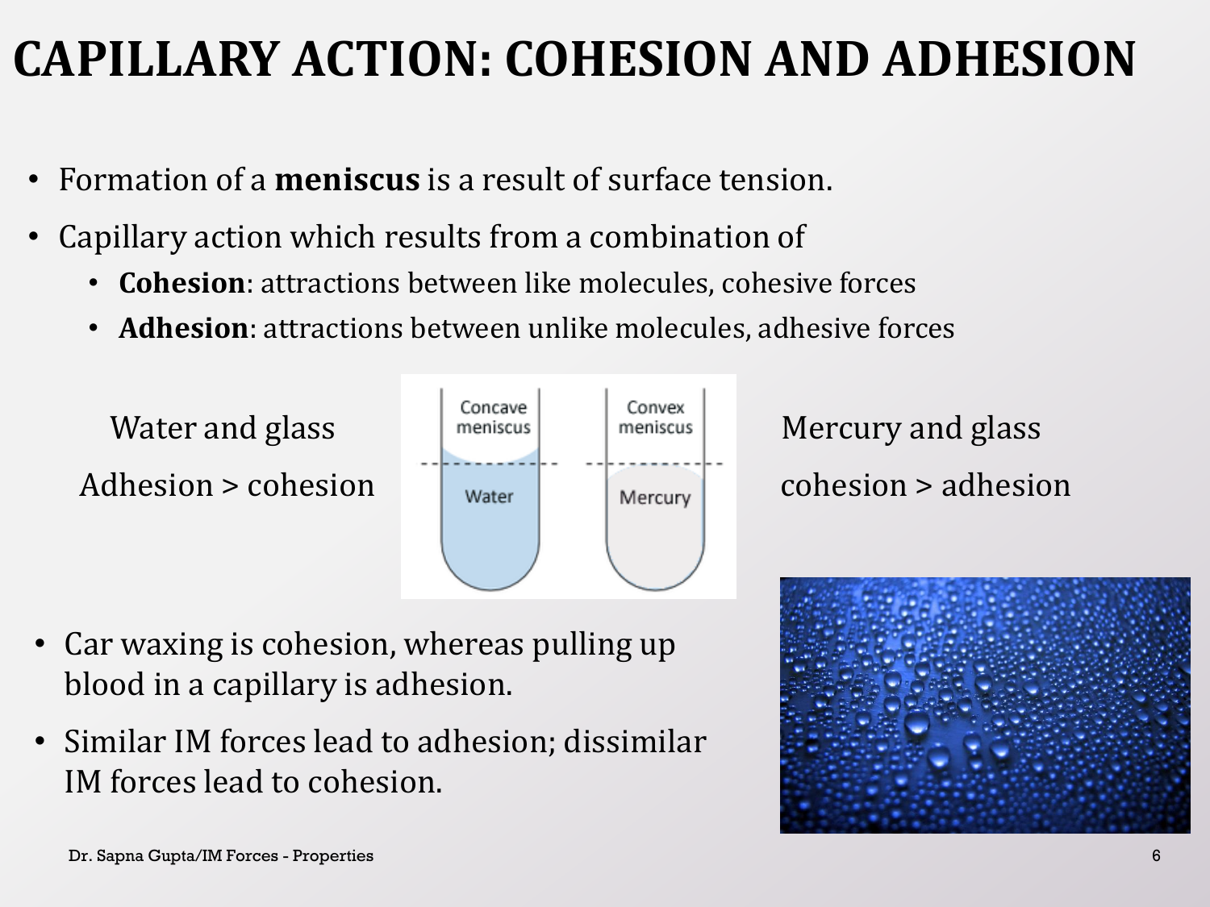# CAPILLARY ACTION: COHESION AND ADHESION

- Formation of a **meniscus** is a result of surface tension.
- Capillary action which results from a combination of
  - **Cohesion**: attractions between like molecules, cohesive forces
  - **Adhesion**: attractions between unlike molecules, adhesive forces

Water and glass

Adhesion > cohesion

Concave meniscus

Water

Convex meniscus

Mercury

Mercury and glass

cohesion > adhesion

- Car waxing is cohesion, whereas pulling up blood in a capillary is adhesion.
- Similar IM forces lead to adhesion; dissimilar IM forces lead to cohesion.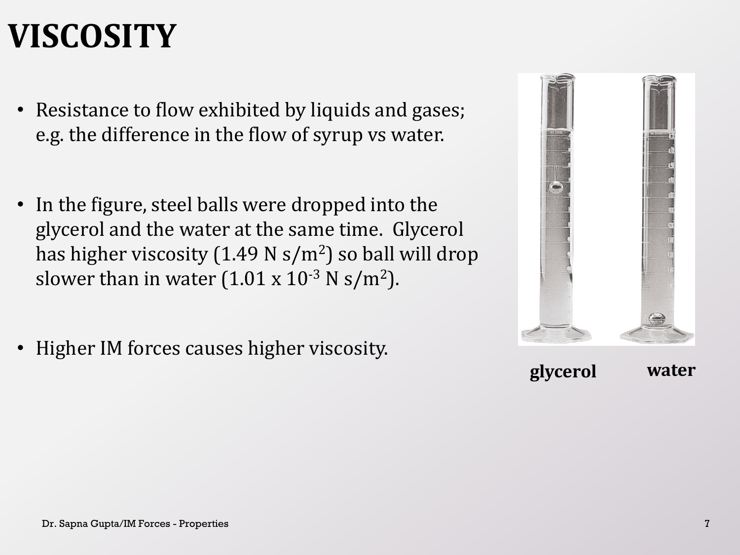# VISCOSITY

- Resistance to flow exhibited by liquids and gases; e.g. the difference in the flow of syrup vs water.
- In the figure, steel balls were dropped into the glycerol and the water at the same time. Glycerol has higher viscosity ($1.49\ N\ s/m^2$) so ball will drop slower than in water ($1.01 \times 10^{-3}\ N\ s/m^2$).
- Higher IM forces causes higher viscosity.

**glycerol** **water**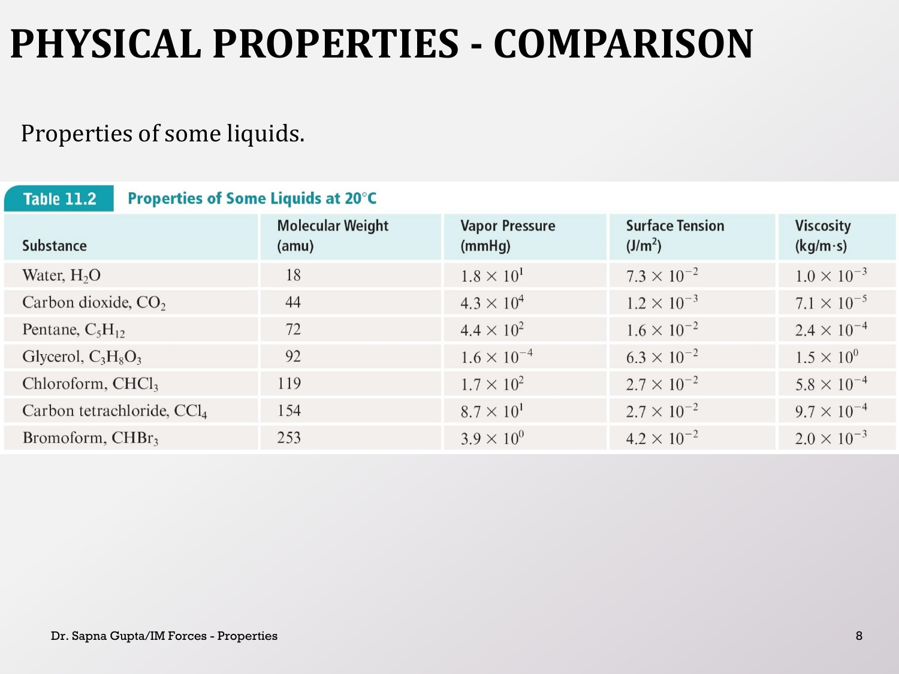# PHYSICAL PROPERTIES - COMPARISON

Properties of some liquids.

**Table 11.2 Properties of Some Liquids at 20°C**

| Substance | Molecular Weight (amu) | Vapor Pressure (mmHg) | Surface Tension (J/m$^2$) | Viscosity (kg/m·s) |
|---|---|---|---|---|
| Water, $H_2O$ | 18 | $1.8 \times 10^{1}$ | $7.3 \times 10^{-2}$ | $1.0 \times 10^{-3}$ |
| Carbon dioxide, $CO_2$ | 44 | $4.3 \times 10^{4}$ | $1.2 \times 10^{-3}$ | $7.1 \times 10^{-5}$ |
| Pentane, $C_5H_{12}$ | 72 | $4.4 \times 10^{2}$ | $1.6 \times 10^{-2}$ | $2.4 \times 10^{-4}$ |
| Glycerol, $C_3H_8O_3$ | 92 | $1.6 \times 10^{-4}$ | $6.3 \times 10^{-2}$ | $1.5 \times 10^{0}$ |
| Chloroform, $CHCl_3$ | 119 | $1.7 \times 10^{2}$ | $2.7 \times 10^{-2}$ | $5.8 \times 10^{-4}$ |
| Carbon tetrachloride, $CCl_4$ | 154 | $8.7 \times 10^{1}$ | $2.7 \times 10^{-2}$ | $9.7 \times 10^{-4}$ |
| Bromoform, $CHBr_3$ | 253 | $3.9 \times 10^{0}$ | $4.2 \times 10^{-2}$ | $2.0 \times 10^{-3}$ |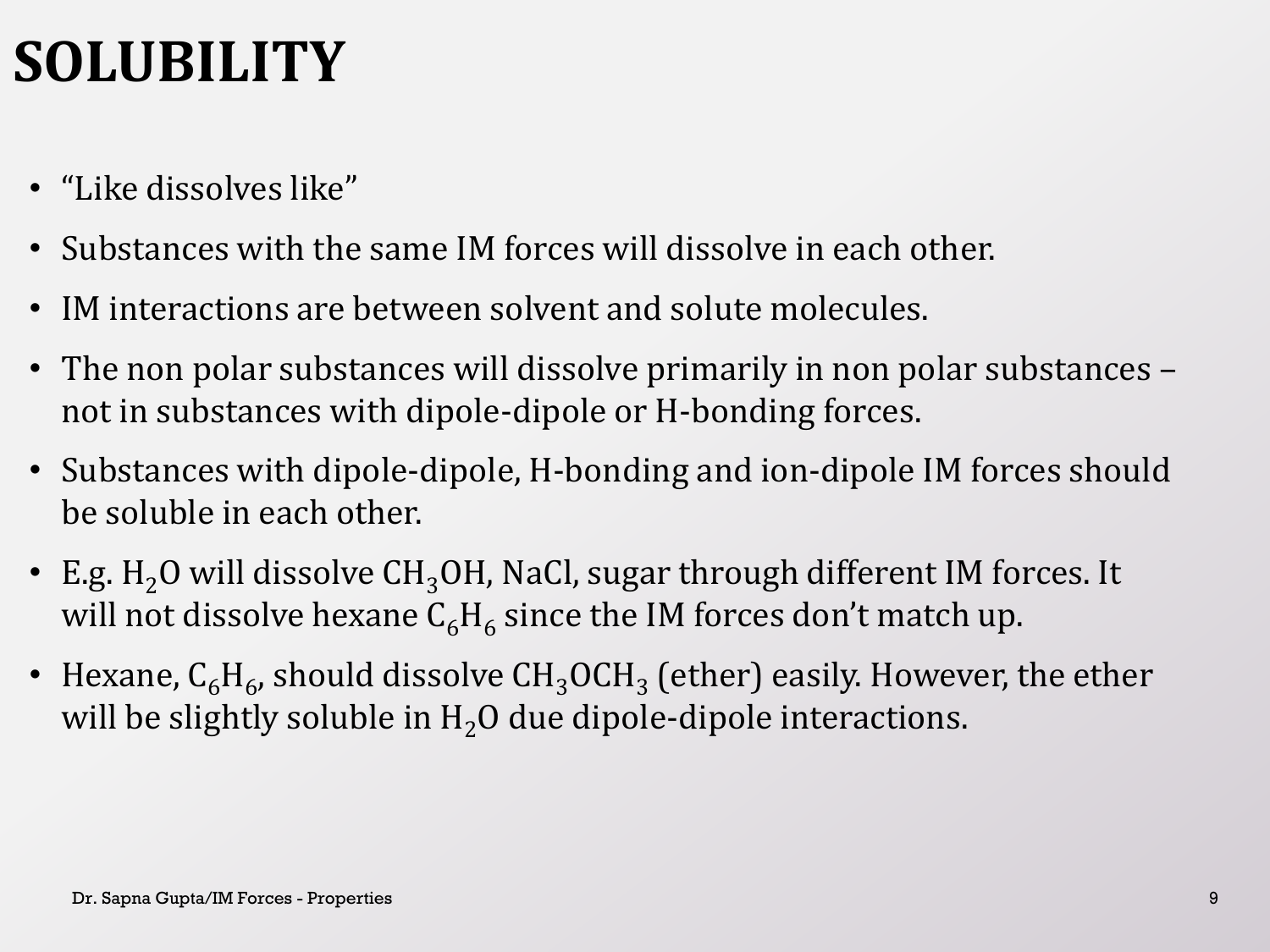# SOLUBILITY

- "Like dissolves like"
- Substances with the same IM forces will dissolve in each other.
- IM interactions are between solvent and solute molecules.
- The non polar substances will dissolve primarily in non polar substances – not in substances with dipole-dipole or H-bonding forces.
- Substances with dipole-dipole, H-bonding and ion-dipole IM forces should be soluble in each other.
- E.g. $H_2O$ will dissolve $CH_3OH$, NaCl, sugar through different IM forces. It will not dissolve hexane $C_6H_6$ since the IM forces don't match up.
- Hexane, $C_6H_6$, should dissolve $CH_3OCH_3$ (ether) easily. However, the ether will be slightly soluble in $H_2O$ due dipole-dipole interactions.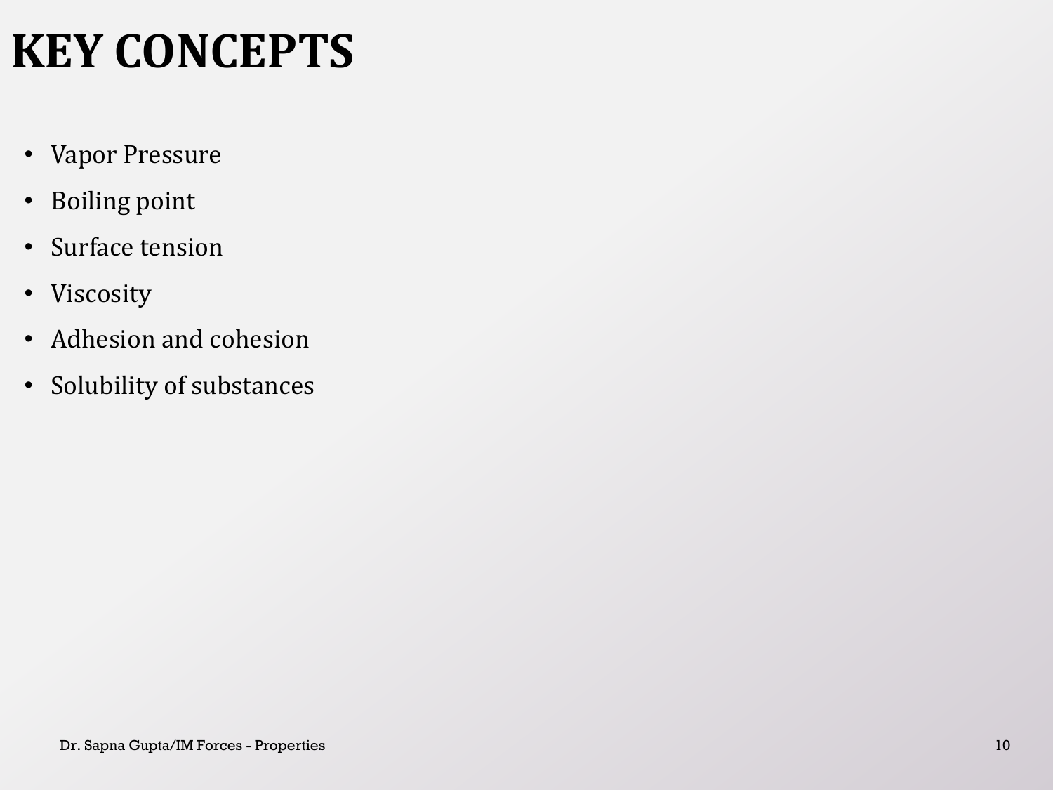# KEY CONCEPTS

- Vapor Pressure
- Boiling point
- Surface tension
- Viscosity
- Adhesion and cohesion
- Solubility of substances